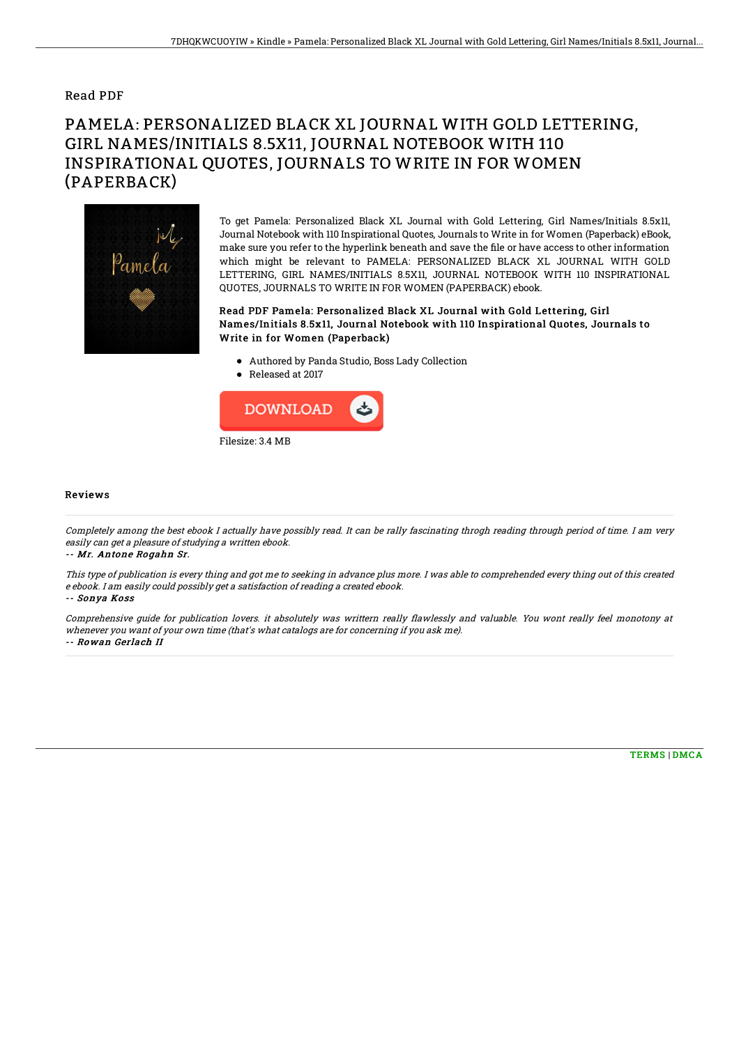Read PDF

# PAMELA: PERSONALIZED BLACK XL JOURNAL WITH GOLD LETTERING, GIRL NAMES/INITIALS 8.5X11, JOURNAL NOTEBOOK WITH 110 INSPIRATIONAL QUOTES, JOURNALS TO WRITE IN FOR WOMEN (PAPERBACK)

To get Pamela: Personalized Black XL Journal with Gold Lettering, Girl Names/Initials 8.5x11, Journal Notebook with 110 Inspirational Quotes, Journals to Write in for Women (Paperback) eBook, make sure you refer to the hyperlink beneath and save the file or have access to other information which might be relevant to PAMELA: PERSONALIZED BLACK XL JOURNAL WITH GOLD LETTERING, GIRL NAMES/INITIALS 8.5X11, JOURNAL NOTEBOOK WITH 110 INSPIRATIONAL QUOTES, JOURNALS TO WRITE IN FOR WOMEN (PAPERBACK) ebook.

### Read PDF Pamela: Personalized Black XL Journal with Gold Lettering, Girl Names/Initials 8.5x11, Journal Notebook with 110 Inspirational Quotes, Journals to Write in for Women (Paperback)

- Authored by Panda Studio, Boss Lady Collection
- Released at 2017

DOWNLOAD

Filesize: 3.4 MB

## Reviews

*Completely among the best ebook I actually have possibly read. It can be rally fascinating throgh reading through period of time. I am very easily can get a pleasure of studying a written ebook.*

*-- Mr. Antone Rogahn Sr.*

*This type of publication is every thing and got me to seeking in advance plus more. I was able to comprehended every thing out of this created e ebook. I am easily could possibly get a satisfaction of reading a created ebook.*

*-- Sonya Koss*

*Comprehensive guide for publication lovers. it absolutely was writtern really flawlessly and valuable. You wont really feel monotony at whenever you want of your own time (that's what catalogs are for concerning if you ask me).*

*-- Rowan Gerlach II*

TERMS | DMCA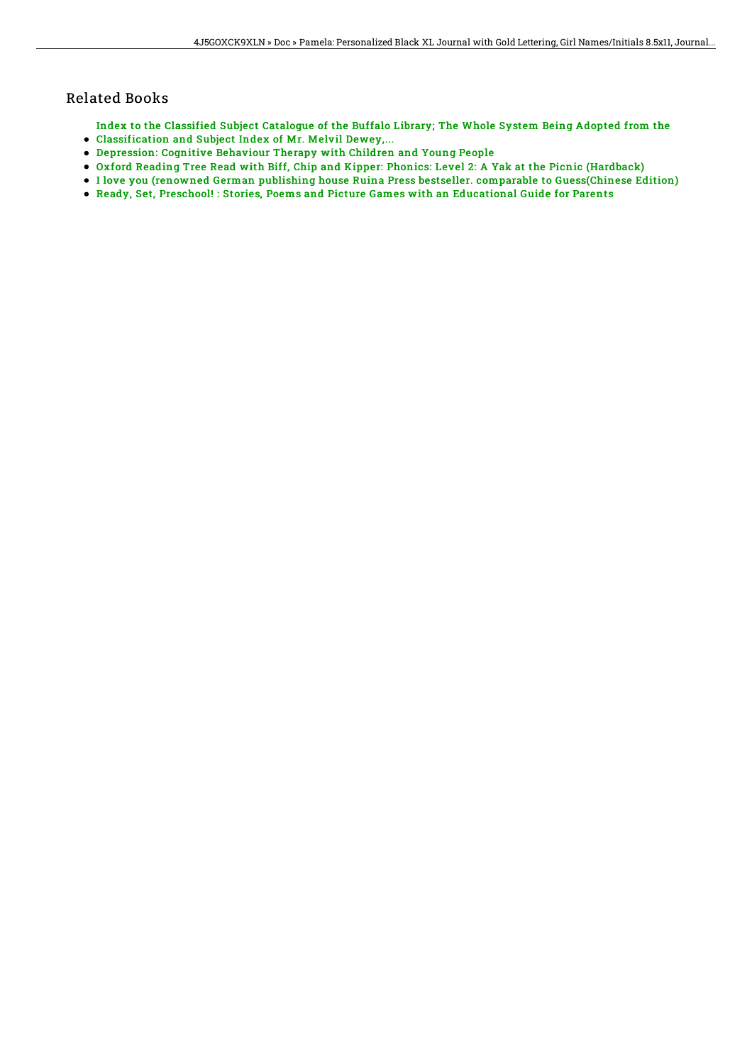## Related Books

- Index to the Classified Subject Catalogue of the Buffalo Library; The Whole System Being Adopted from the Classification and Subject Index of Mr. Melvil Dewey,...
- Depression: Cognitive Behaviour Therapy with Children and Young People
- Oxford Reading Tree Read with Biff, Chip and Kipper: Phonics: Level 2: A Yak at the Picnic (Hardback)
- I love you (renowned German publishing house Ruina Press bestseller. comparable to Guess(Chinese Edition)
- Ready, Set, Preschool! : Stories, Poems and Picture Games with an Educational Guide for Parents